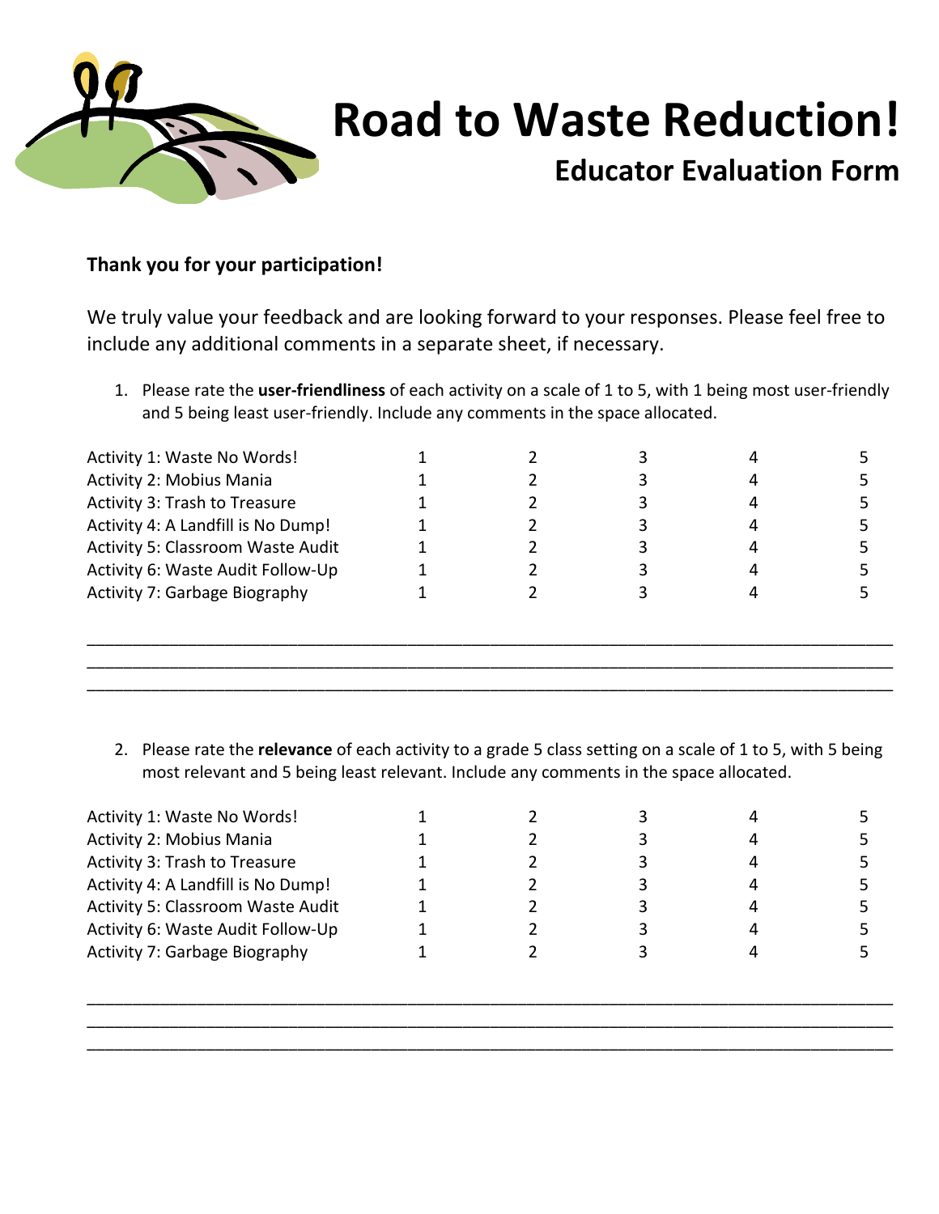# Road to Waste Reduction!

## Educator Evaluation Form

**Thank you for your participation!**

We truly value your feedback and are looking forward to your responses. Please feel free to include any additional comments in a separate sheet, if necessary.

1. Please rate the **user-friendliness** of each activity on a scale of 1 to 5, with 1 being most user-friendly and 5 being least user-friendly. Include any comments in the space allocated.

| | | | | | |
|---|---|---|---|---|---|
| Activity 1: Waste No Words! | 1 | 2 | 3 | 4 | 5 |
| Activity 2: Mobius Mania | 1 | 2 | 3 | 4 | 5 |
| Activity 3: Trash to Treasure | 1 | 2 | 3 | 4 | 5 |
| Activity 4: A Landfill is No Dump! | 1 | 2 | 3 | 4 | 5 |
| Activity 5: Classroom Waste Audit | 1 | 2 | 3 | 4 | 5 |
| Activity 6: Waste Audit Follow-Up | 1 | 2 | 3 | 4 | 5 |
| Activity 7: Garbage Biography | 1 | 2 | 3 | 4 | 5 |

______________________________________________________________________________
______________________________________________________________________________
______________________________________________________________________________

2. Please rate the **relevance** of each activity to a grade 5 class setting on a scale of 1 to 5, with 5 being most relevant and 5 being least relevant. Include any comments in the space allocated.

| | | | | | |
|---|---|---|---|---|---|
| Activity 1: Waste No Words! | 1 | 2 | 3 | 4 | 5 |
| Activity 2: Mobius Mania | 1 | 2 | 3 | 4 | 5 |
| Activity 3: Trash to Treasure | 1 | 2 | 3 | 4 | 5 |
| Activity 4: A Landfill is No Dump! | 1 | 2 | 3 | 4 | 5 |
| Activity 5: Classroom Waste Audit | 1 | 2 | 3 | 4 | 5 |
| Activity 6: Waste Audit Follow-Up | 1 | 2 | 3 | 4 | 5 |
| Activity 7: Garbage Biography | 1 | 2 | 3 | 4 | 5 |

______________________________________________________________________________
______________________________________________________________________________
______________________________________________________________________________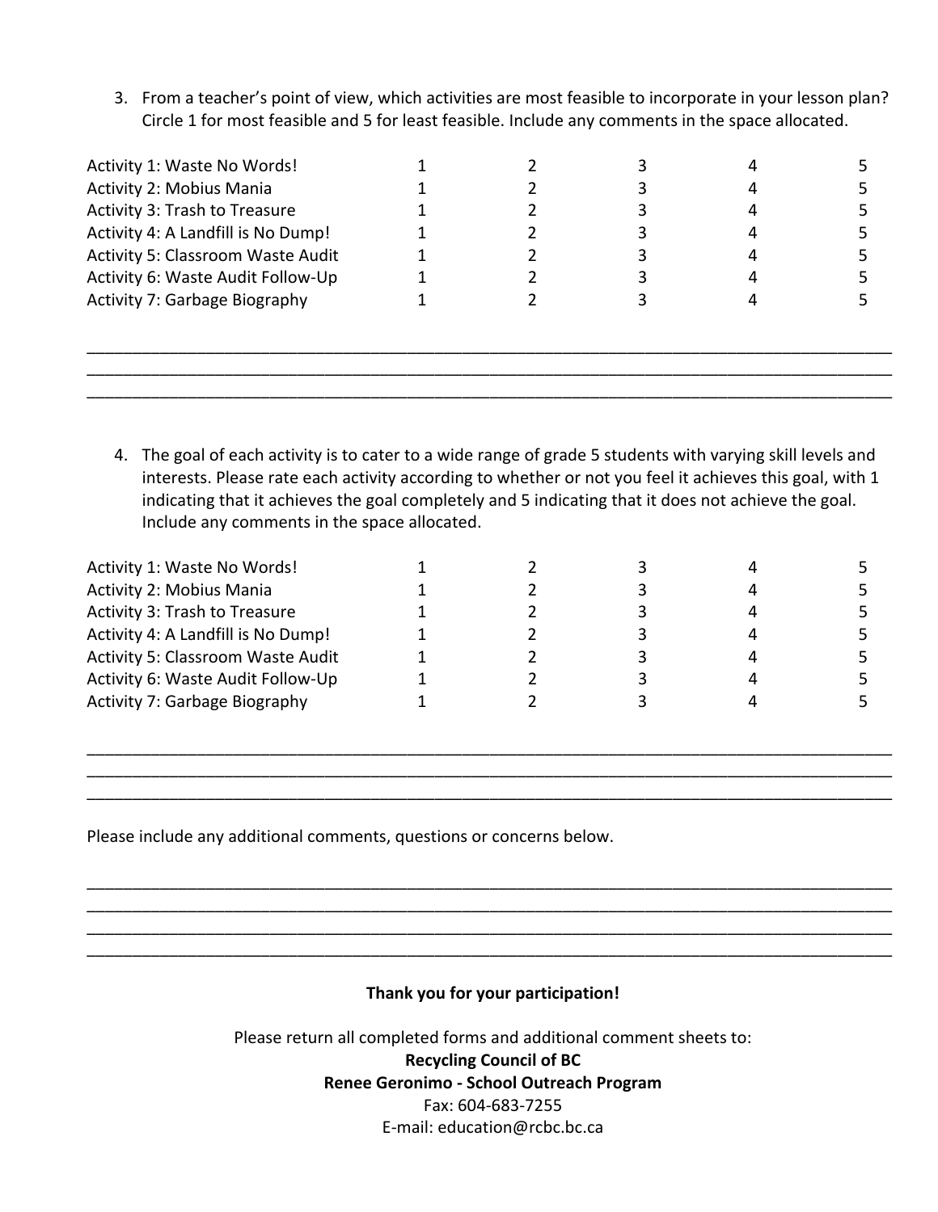3. From a teacher's point of view, which activities are most feasible to incorporate in your lesson plan? Circle 1 for most feasible and 5 for least feasible. Include any comments in the space allocated.

| | | | | | |
|---|---|---|---|---|---|
| Activity 1: Waste No Words! | 1 | 2 | 3 | 4 | 5 |
| Activity 2: Mobius Mania | 1 | 2 | 3 | 4 | 5 |
| Activity 3: Trash to Treasure | 1 | 2 | 3 | 4 | 5 |
| Activity 4: A Landfill is No Dump! | 1 | 2 | 3 | 4 | 5 |
| Activity 5: Classroom Waste Audit | 1 | 2 | 3 | 4 | 5 |
| Activity 6: Waste Audit Follow-Up | 1 | 2 | 3 | 4 | 5 |
| Activity 7: Garbage Biography | 1 | 2 | 3 | 4 | 5 |

______________________________________________________________________________
______________________________________________________________________________
______________________________________________________________________________

4. The goal of each activity is to cater to a wide range of grade 5 students with varying skill levels and interests. Please rate each activity according to whether or not you feel it achieves this goal, with 1 indicating that it achieves the goal completely and 5 indicating that it does not achieve the goal. Include any comments in the space allocated.

| | | | | | |
|---|---|---|---|---|---|
| Activity 1: Waste No Words! | 1 | 2 | 3 | 4 | 5 |
| Activity 2: Mobius Mania | 1 | 2 | 3 | 4 | 5 |
| Activity 3: Trash to Treasure | 1 | 2 | 3 | 4 | 5 |
| Activity 4: A Landfill is No Dump! | 1 | 2 | 3 | 4 | 5 |
| Activity 5: Classroom Waste Audit | 1 | 2 | 3 | 4 | 5 |
| Activity 6: Waste Audit Follow-Up | 1 | 2 | 3 | 4 | 5 |
| Activity 7: Garbage Biography | 1 | 2 | 3 | 4 | 5 |

______________________________________________________________________________
______________________________________________________________________________
______________________________________________________________________________

Please include any additional comments, questions or concerns below.

______________________________________________________________________________
______________________________________________________________________________
______________________________________________________________________________
______________________________________________________________________________

**Thank you for your participation!**

Please return all completed forms and additional comment sheets to:

**Recycling Council of BC**

**Renee Geronimo - School Outreach Program**

Fax: 604-683-7255

E-mail: education@rcbc.bc.ca